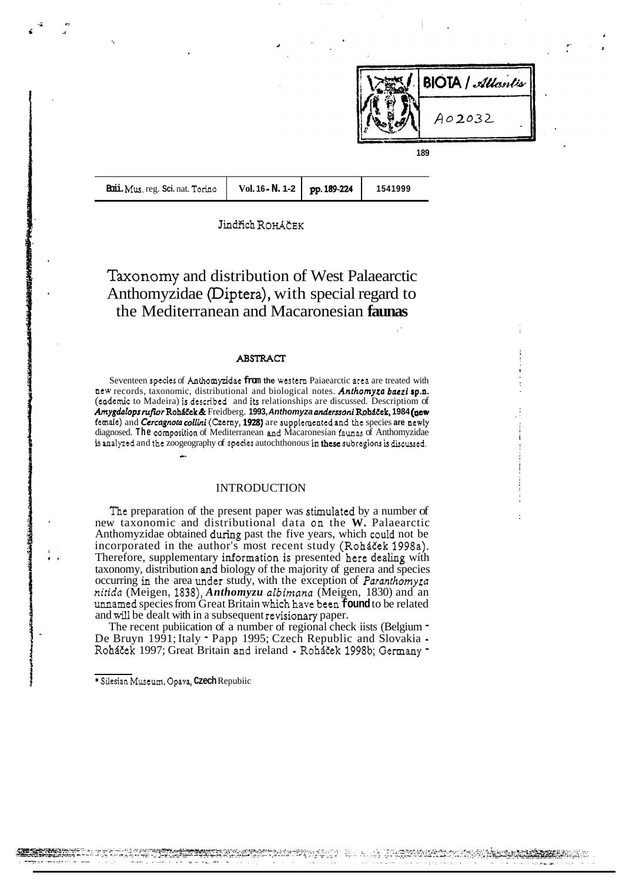Jindřich ROHÁČEK

# Taxonomy and distribution of West Palaearctic Anthomyzidae (Diptera), with special regard to the Mediterranean and Macaronesian faunas

## ABSTRACT

Seventeen species of Anthomyzidae from the western Palaearctic area are treated with new records, taxonomic, distributional and biological notes. ***Anthomyza baezi* sp.n.** (endemic to Madeira) is described and its relationships are discussed. Descriptions of ***Amygdalops rufior* Roháček & Freidberg, 1993, *Anthomyza anderssoni* Roháček, 1984 (new female)** and ***Cercagnota collini* (Czerny, 1928)** are supplemented and the species are newly diagnosed. The composition of Mediterranean and Macaronesian faunas of Anthomyzidae is analyzed and the zoogeography of species autochthonous in these subregions is discussed.

## INTRODUCTION

The preparation of the present paper was stimulated by a number of new taxonomic and distributional data on the W. Palaearctic Anthomyzidae obtained during past the five years, which could not be incorporated in the author's most recent study (Roháček 1998a). Therefore, supplementary information is presented here dealing with taxonomy, distribution and biology of the majority of genera and species occurring in the area under study, with the exception of *Paranthomyza nitida* (Meigen, 1838), ***Anthomyza albimana*** (Meigen, 1830) and an unnamed species from Great Britain which have been found to be related and will be dealt with in a subsequent revisionary paper.

The recent publication of a number of regional check lists (Belgium - De Bruyn 1991; Italy - Papp 1995; Czech Republic and Slovakia - Roháček 1997; Great Britain and Ireland - Roháček 1998b; Germany -

* Silesian Museum, Opava, Czech Republic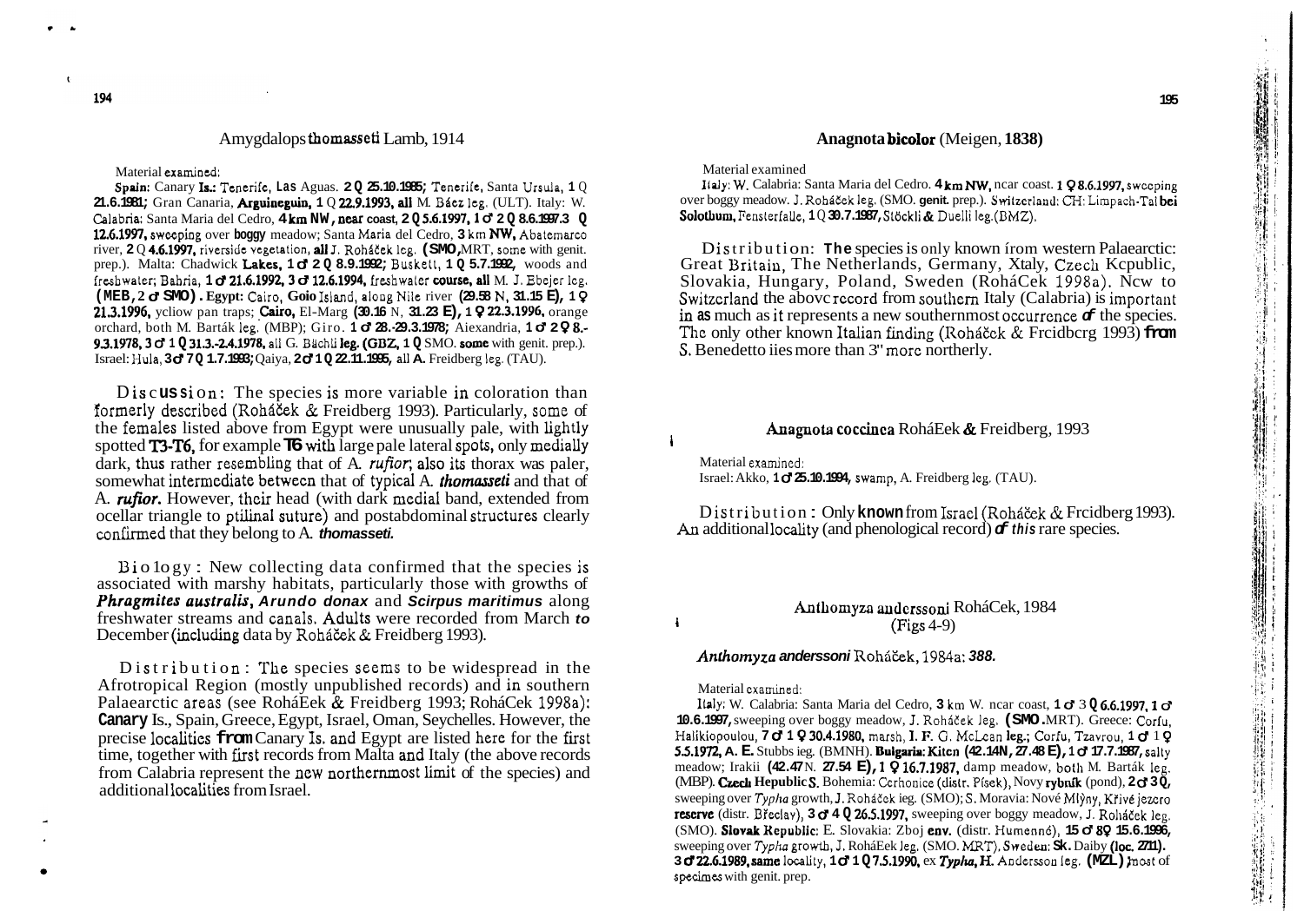## *Amygdalops thomasseti* Lamb, 1914

Material examined:

**Spain:** Canary **Is.:** Tenerife, Las Aguas. **2 ♀ 25.10.1985;** Tenerife, Santa Ursula, 1 ♀ **21.6.1981;** Gran Canaria, **Arguineguin, 1** ♀ **22.9.1993, all** M. Báez leg. (ULT). Italy: W. Calabria: Santa Maria del Cedro, **4 km NW, near coast, 2 ♀ 5.6.1997, 1 ♂ 2 ♀ 8.6.1997.3 ♀ 12.6.1997,** sweeping over boggy meadow; Santa Maria del Cedro, 3 km NW, Abatemarco river, **2** ♀ **4.6.1997,** riverside vegetation, **all** J. Roháček leg. **(SMO,**MRT, some with genit. prep.). Malta: Chadwick **Lakes, 1 ♂ 2 ♀ 8.9.1992;** Buskett, **1 ♀ 5.7.1992,** woods and freshwater; Bahria, **1 ♂ 21.6.1992, 3 ♂ 12.6.1994,** freshwater **course, all** M. J. Ebejer leg. **(MEB, 2 ♂ SMO). Egypt:** Cairo, **Goio** Island, along Nile river **(29.58** N, **31.15 E), 1 ♀ 21.3.1996,** yellow pan traps; **Cairo,** El-Marg **(30.16** N, **31.23 E), 1 ♀ 22.3.1996,** orange orchard, both M. Barták leg. (MBP); Giro. **1 ♂ 28.-29.3.1978;** Aiexandria, **1 ♂ 2 ♀ 8.-9.3.1978, 3 ♂ 1 ♀ 31.3.-2.4.1978,** all G. Bächli **leg. (GBZ, 1 ♀** SMO. **some** with genit. prep.). Israel: Hula, **3 ♂ 7 ♀ 1.7.1993;** Qaiya, **2 ♂ 1 ♀ 22.11.1995,** all **A.** Freidberg leg. (TAU).

Discussion: The species is more variable in coloration than formerly described (Roháček & Freidberg 1993). Particularly, some of the females listed above from Egypt were unusually pale, with lightly spotted **T3-T6,** for example **T6** with large pale lateral spots, only medially dark, thus rather resembling that of A. *rufior*; also its thorax was paler, somewhat intermediate between that of typical A. *thomasseti* and that of A. ***rufior.*** However, their head (with dark medial band, extended from ocellar triangle to ptilinal suture) and postabdominal structures clearly confirmed that they belong to A. ***thomasseti.***

Biology: New collecting data confirmed that the species is associated with marshy habitats, particularly those with growths of ***Phragmites australis, Arundo donax*** and ***Scirpus maritimus*** along freshwater streams and canals. Adults were recorded from March *to* December (including data by Roháček & Freidberg 1993).

Distribution: The species seems to be widespread in the Afrotropical Region (mostly unpublished records) and in southern Palaearctic areas (see Roháček & Freidberg 1993; Roháček 1998a): **Canary** Is., Spain, Greece, Egypt, Israel, Oman, Seychelles. However, the precise localities **from** Canary Is. and Egypt are listed here for the first time, together with first records from Malta and Italy (the above records from Calabria represent the new northernmost limit of the species) and additional localities from Israel.

## *Anagnota bicolor* (Meigen, 1838)

Material examined

Italy: W. Calabria: Santa Maria del Cedro. **4 km NW,** near coast. **1 ♀ 8.6.1997,** sweeping over boggy meadow. J. Roháček leg. (SMO. **genit.** prep.). Switzerland: CH: Limpach-Tal **bei Solothum,** Fensterfalle, **1** ♀ **30.7.1987,** Stöckli & Duelli leg.(BMZ).

Distribution: **The** species is only known from western Palaearctic: Great Britain, The Netherlands, Germany, Italy, Czech Republic, Slovakia, Hungary, Poland, Sweden (Roháček 1998a). New to Switzerland the above record from southern Italy (Calabria) is important in as much as it represents a new southernmost occurrence *of* the species. The only other known Italian finding (Roháček & Freidberg 1993) **from** S. Benedetto iies more than 3° more northerly.

## *Anagnota coccinea* Roháček & Freidberg, 1993

Material examined:

Israel: Akko, **1 ♂ 25.10.1994,** swamp, A. Freidberg leg. (TAU).

Distribution: Only **known** from Israel (Roháček & Freidberg 1993). An additional locality (and phenological record) *of this* rare species.

## *Anthomyza anderssoni* Roháček, 1984

(Figs 4-9)

***Anthomyza anderssoni*** Roháček, 1984a: ***388.***

Material examined:

Italy: W. Calabria: Santa Maria del Cedro, **3** km W. near coast, **1 ♂** 3 **♀ 6.6.1997, 1 ♂ 10.6.1997,** sweeping over boggy meadow, J. Roháček leg. **(SMO.**MRT). Greece: Corfu, Halikiopoulou, **7 ♂ 1 ♀ 30.4.1980,** marsh, **I. F.** G. McLean **leg.;** Corfu, Tzavrou, **1 ♂** 1 ♀ **5.5.1972, A. E.** Stubbs ieg. (BMNH). **Bulgaria: Kiten (42.14N, 27.48 E), 1 ♂ 17.7.1987,** salty meadow; Irakii **(42.47** N. **27.54 E), 1 ♀ 16.7.1987,** damp meadow, both M. Barták leg. (MBP). **Czech Republic S.** Bohemia: Cerhonice (distr. Písek), Novy **rybník** (pond), **2 ♂ 3 ♀,** sweeping over *Typha* growth, J. Roháček leg. (SMO); S. Moravia: Nové Mlýny, Křivé jezero **reserve** (distr. Břeclav), **3 ♂ 4 ♀ 26.5.1997,** sweeping over boggy meadow, J. Roháček leg. (SMO). **Slovak Republic:** E. Slovakia: Zboj **env.** (distr. Humenné), **15 ♂ 8♀ 15.6.1996,** sweeping over *Typha* growth, J. Roháček leg. (SMO. MRT), Sweden: **Sk.** Daiby **(loc. 2711). 3 ♂ 22.6.1989, same** locality, **1 ♂ 1 ♀ 7.5.1990,** ex ***Typha,* H.** Andersson leg. **(MZL);** most of specimes with genit. prep.